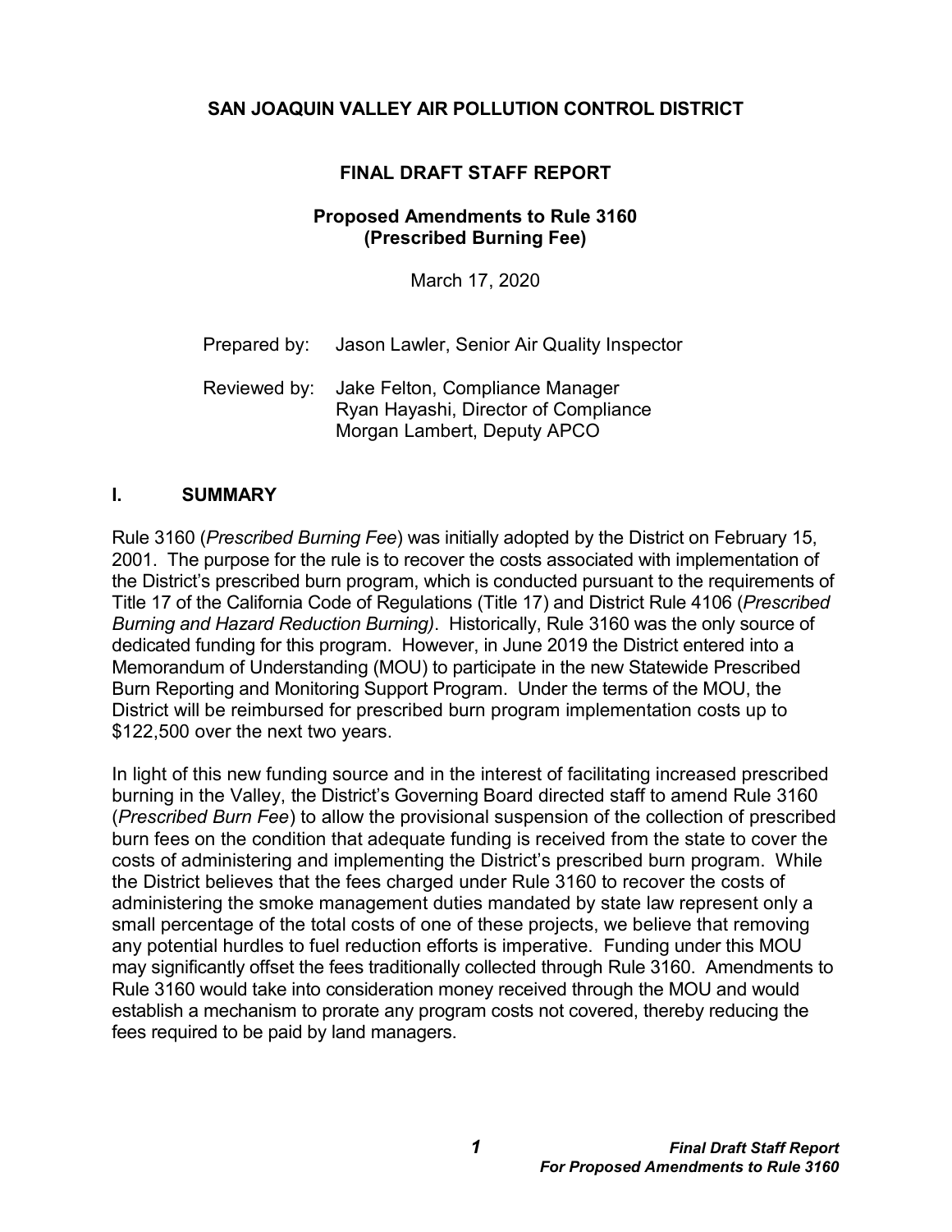# SAN JOAQUIN VALLEY AIR POLLUTION CONTROL DISTRICT

## FINAL DRAFT STAFF REPORT

### Proposed Amendments to Rule 3160 (Prescribed Burning Fee)

March 17, 2020

Prepared by: Jason Lawler, Senior Air Quality Inspector

Reviewed by: Jake Felton, Compliance Manager
Ryan Hayashi, Director of Compliance
Morgan Lambert, Deputy APCO

## I. SUMMARY

Rule 3160 (*Prescribed Burning Fee*) was initially adopted by the District on February 15, 2001. The purpose for the rule is to recover the costs associated with implementation of the District's prescribed burn program, which is conducted pursuant to the requirements of Title 17 of the California Code of Regulations (Title 17) and District Rule 4106 (*Prescribed Burning and Hazard Reduction Burning)*. Historically, Rule 3160 was the only source of dedicated funding for this program. However, in June 2019 the District entered into a Memorandum of Understanding (MOU) to participate in the new Statewide Prescribed Burn Reporting and Monitoring Support Program. Under the terms of the MOU, the District will be reimbursed for prescribed burn program implementation costs up to $122,500 over the next two years.

In light of this new funding source and in the interest of facilitating increased prescribed burning in the Valley, the District's Governing Board directed staff to amend Rule 3160 (*Prescribed Burn Fee*) to allow the provisional suspension of the collection of prescribed burn fees on the condition that adequate funding is received from the state to cover the costs of administering and implementing the District's prescribed burn program. While the District believes that the fees charged under Rule 3160 to recover the costs of administering the smoke management duties mandated by state law represent only a small percentage of the total costs of one of these projects, we believe that removing any potential hurdles to fuel reduction efforts is imperative. Funding under this MOU may significantly offset the fees traditionally collected through Rule 3160. Amendments to Rule 3160 would take into consideration money received through the MOU and would establish a mechanism to prorate any program costs not covered, thereby reducing the fees required to be paid by land managers.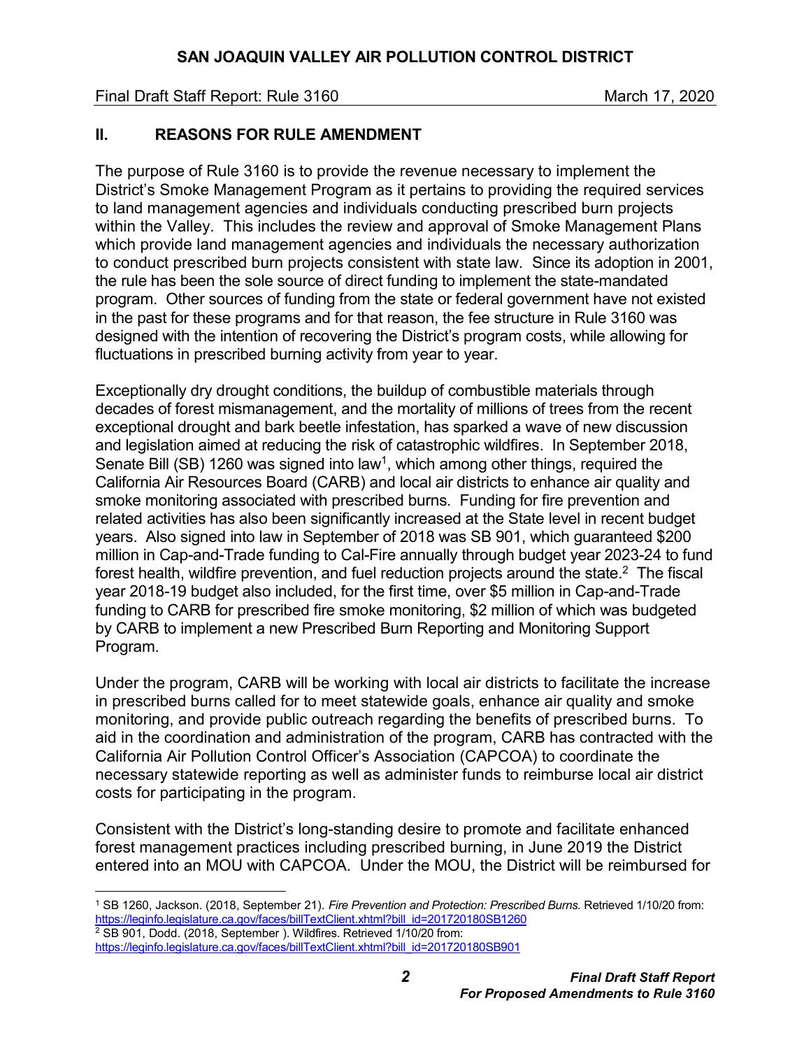## II. REASONS FOR RULE AMENDMENT

The purpose of Rule 3160 is to provide the revenue necessary to implement the District's Smoke Management Program as it pertains to providing the required services to land management agencies and individuals conducting prescribed burn projects within the Valley. This includes the review and approval of Smoke Management Plans which provide land management agencies and individuals the necessary authorization to conduct prescribed burn projects consistent with state law. Since its adoption in 2001, the rule has been the sole source of direct funding to implement the state-mandated program. Other sources of funding from the state or federal government have not existed in the past for these programs and for that reason, the fee structure in Rule 3160 was designed with the intention of recovering the District's program costs, while allowing for fluctuations in prescribed burning activity from year to year.

Exceptionally dry drought conditions, the buildup of combustible materials through decades of forest mismanagement, and the mortality of millions of trees from the recent exceptional drought and bark beetle infestation, has sparked a wave of new discussion and legislation aimed at reducing the risk of catastrophic wildfires. In September 2018, Senate Bill (SB) 1260 was signed into law[1], which among other things, required the California Air Resources Board (CARB) and local air districts to enhance air quality and smoke monitoring associated with prescribed burns. Funding for fire prevention and related activities has also been significantly increased at the State level in recent budget years. Also signed into law in September of 2018 was SB 901, which guaranteed $200 million in Cap-and-Trade funding to Cal-Fire annually through budget year 2023-24 to fund forest health, wildfire prevention, and fuel reduction projects around the state.[2] The fiscal year 2018-19 budget also included, for the first time, over $5 million in Cap-and-Trade funding to CARB for prescribed fire smoke monitoring, $2 million of which was budgeted by CARB to implement a new Prescribed Burn Reporting and Monitoring Support Program.

Under the program, CARB will be working with local air districts to facilitate the increase in prescribed burns called for to meet statewide goals, enhance air quality and smoke monitoring, and provide public outreach regarding the benefits of prescribed burns. To aid in the coordination and administration of the program, CARB has contracted with the California Air Pollution Control Officer's Association (CAPCOA) to coordinate the necessary statewide reporting as well as administer funds to reimburse local air district costs for participating in the program.

Consistent with the District's long-standing desire to promote and facilitate enhanced forest management practices including prescribed burning, in June 2019 the District entered into an MOU with CAPCOA. Under the MOU, the District will be reimbursed for

---

[1] SB 1260, Jackson. (2018, September 21). *Fire Prevention and Protection: Prescribed Burns.* Retrieved 1/10/20 from: https://leginfo.legislature.ca.gov/faces/billTextClient.xhtml?bill_id=201720180SB1260

[2] SB 901, Dodd. (2018, September ). Wildfires. Retrieved 1/10/20 from: https://leginfo.legislature.ca.gov/faces/billTextClient.xhtml?bill_id=201720180SB901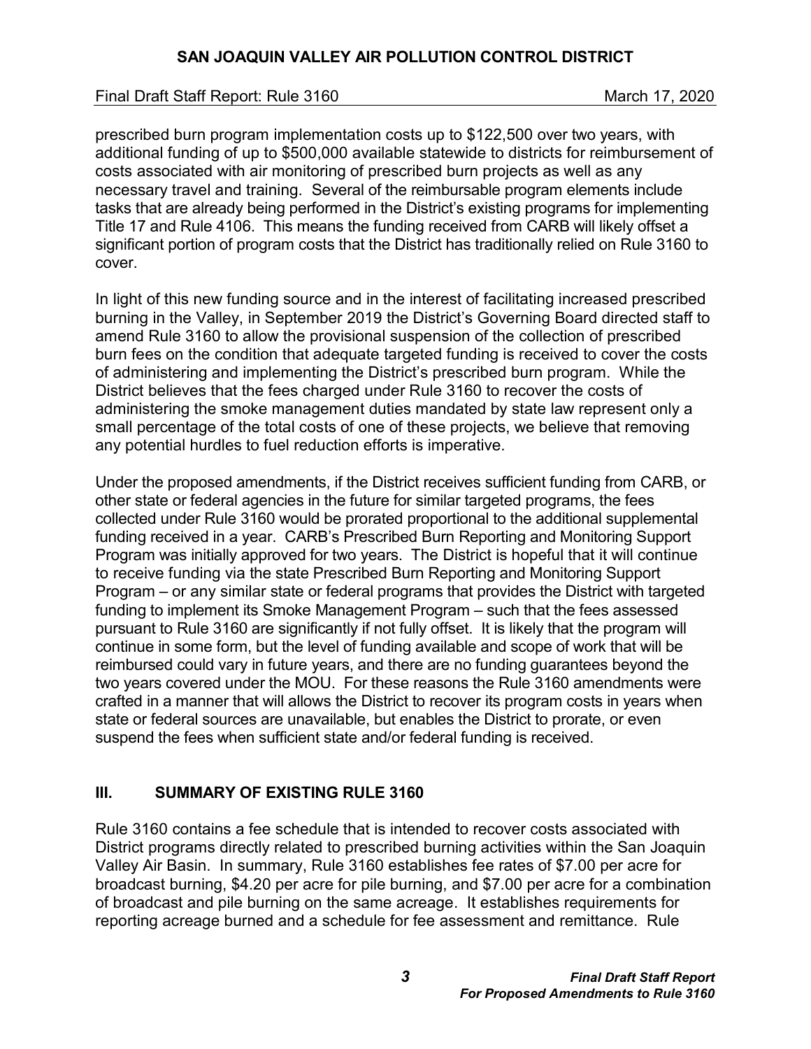prescribed burn program implementation costs up to $122,500 over two years, with additional funding of up to $500,000 available statewide to districts for reimbursement of costs associated with air monitoring of prescribed burn projects as well as any necessary travel and training. Several of the reimbursable program elements include tasks that are already being performed in the District's existing programs for implementing Title 17 and Rule 4106. This means the funding received from CARB will likely offset a significant portion of program costs that the District has traditionally relied on Rule 3160 to cover.

In light of this new funding source and in the interest of facilitating increased prescribed burning in the Valley, in September 2019 the District's Governing Board directed staff to amend Rule 3160 to allow the provisional suspension of the collection of prescribed burn fees on the condition that adequate targeted funding is received to cover the costs of administering and implementing the District's prescribed burn program. While the District believes that the fees charged under Rule 3160 to recover the costs of administering the smoke management duties mandated by state law represent only a small percentage of the total costs of one of these projects, we believe that removing any potential hurdles to fuel reduction efforts is imperative.

Under the proposed amendments, if the District receives sufficient funding from CARB, or other state or federal agencies in the future for similar targeted programs, the fees collected under Rule 3160 would be prorated proportional to the additional supplemental funding received in a year. CARB's Prescribed Burn Reporting and Monitoring Support Program was initially approved for two years. The District is hopeful that it will continue to receive funding via the state Prescribed Burn Reporting and Monitoring Support Program – or any similar state or federal programs that provides the District with targeted funding to implement its Smoke Management Program – such that the fees assessed pursuant to Rule 3160 are significantly if not fully offset. It is likely that the program will continue in some form, but the level of funding available and scope of work that will be reimbursed could vary in future years, and there are no funding guarantees beyond the two years covered under the MOU. For these reasons the Rule 3160 amendments were crafted in a manner that will allows the District to recover its program costs in years when state or federal sources are unavailable, but enables the District to prorate, or even suspend the fees when sufficient state and/or federal funding is received.

## III. SUMMARY OF EXISTING RULE 3160

Rule 3160 contains a fee schedule that is intended to recover costs associated with District programs directly related to prescribed burning activities within the San Joaquin Valley Air Basin. In summary, Rule 3160 establishes fee rates of $7.00 per acre for broadcast burning, $4.20 per acre for pile burning, and $7.00 per acre for a combination of broadcast and pile burning on the same acreage. It establishes requirements for reporting acreage burned and a schedule for fee assessment and remittance. Rule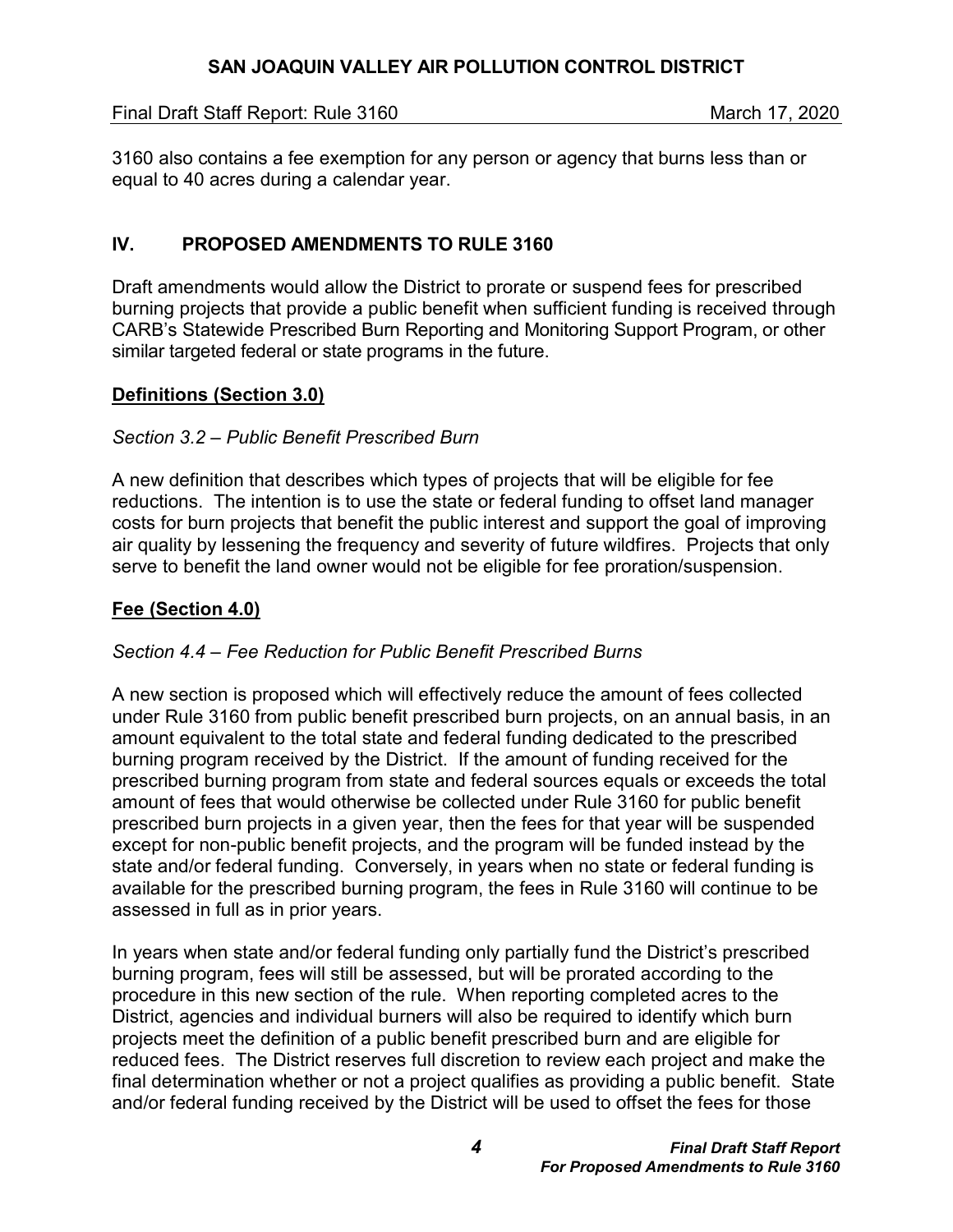3160 also contains a fee exemption for any person or agency that burns less than or equal to 40 acres during a calendar year.

## IV. PROPOSED AMENDMENTS TO RULE 3160

Draft amendments would allow the District to prorate or suspend fees for prescribed burning projects that provide a public benefit when sufficient funding is received through CARB's Statewide Prescribed Burn Reporting and Monitoring Support Program, or other similar targeted federal or state programs in the future.

### Definitions (Section 3.0)

*Section 3.2 – Public Benefit Prescribed Burn*

A new definition that describes which types of projects that will be eligible for fee reductions. The intention is to use the state or federal funding to offset land manager costs for burn projects that benefit the public interest and support the goal of improving air quality by lessening the frequency and severity of future wildfires. Projects that only serve to benefit the land owner would not be eligible for fee proration/suspension.

### Fee (Section 4.0)

*Section 4.4 – Fee Reduction for Public Benefit Prescribed Burns*

A new section is proposed which will effectively reduce the amount of fees collected under Rule 3160 from public benefit prescribed burn projects, on an annual basis, in an amount equivalent to the total state and federal funding dedicated to the prescribed burning program received by the District. If the amount of funding received for the prescribed burning program from state and federal sources equals or exceeds the total amount of fees that would otherwise be collected under Rule 3160 for public benefit prescribed burn projects in a given year, then the fees for that year will be suspended except for non-public benefit projects, and the program will be funded instead by the state and/or federal funding. Conversely, in years when no state or federal funding is available for the prescribed burning program, the fees in Rule 3160 will continue to be assessed in full as in prior years.

In years when state and/or federal funding only partially fund the District's prescribed burning program, fees will still be assessed, but will be prorated according to the procedure in this new section of the rule. When reporting completed acres to the District, agencies and individual burners will also be required to identify which burn projects meet the definition of a public benefit prescribed burn and are eligible for reduced fees. The District reserves full discretion to review each project and make the final determination whether or not a project qualifies as providing a public benefit. State and/or federal funding received by the District will be used to offset the fees for those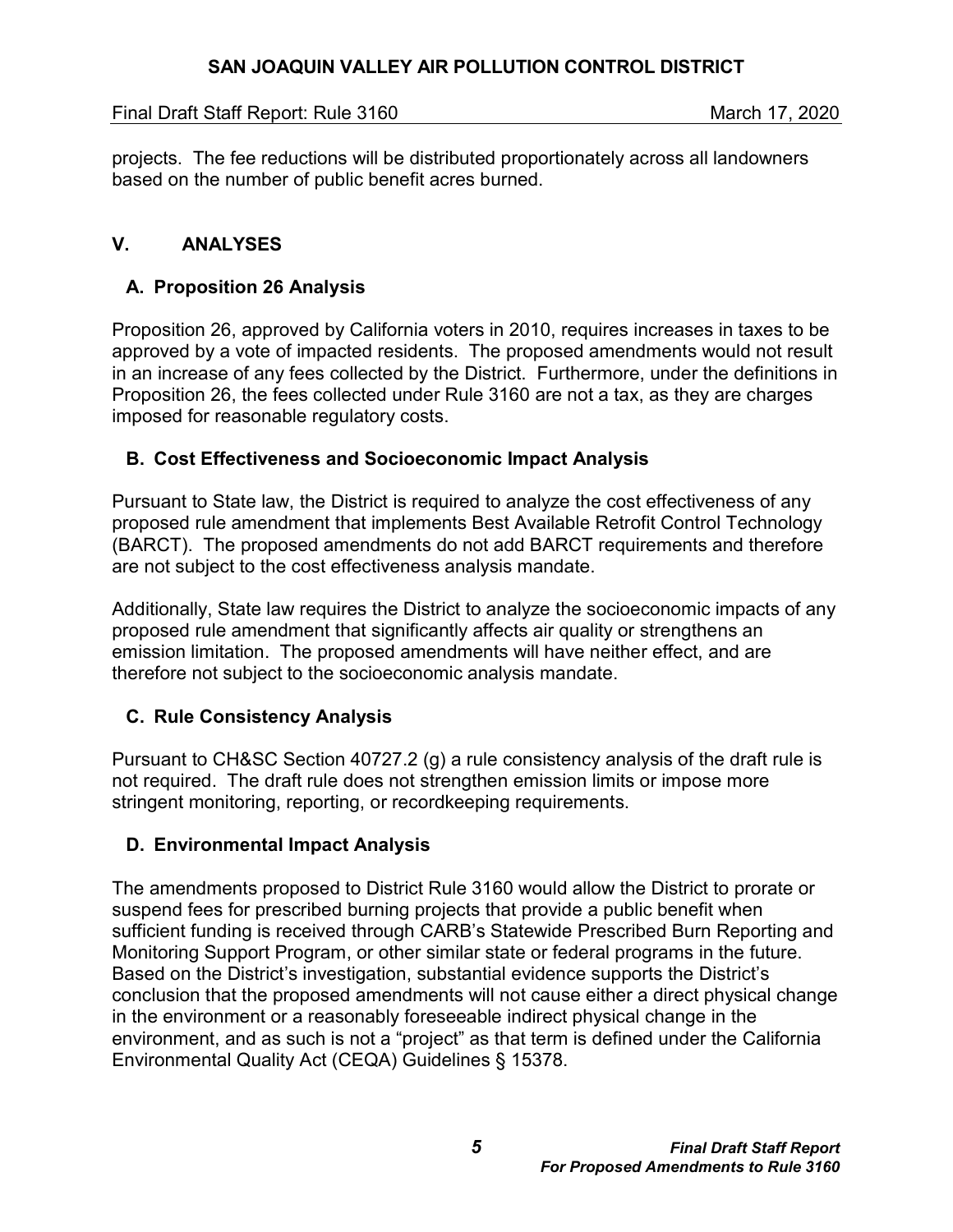projects. The fee reductions will be distributed proportionately across all landowners based on the number of public benefit acres burned.

## V. ANALYSES

### A. Proposition 26 Analysis

Proposition 26, approved by California voters in 2010, requires increases in taxes to be approved by a vote of impacted residents. The proposed amendments would not result in an increase of any fees collected by the District. Furthermore, under the definitions in Proposition 26, the fees collected under Rule 3160 are not a tax, as they are charges imposed for reasonable regulatory costs.

### B. Cost Effectiveness and Socioeconomic Impact Analysis

Pursuant to State law, the District is required to analyze the cost effectiveness of any proposed rule amendment that implements Best Available Retrofit Control Technology (BARCT). The proposed amendments do not add BARCT requirements and therefore are not subject to the cost effectiveness analysis mandate.

Additionally, State law requires the District to analyze the socioeconomic impacts of any proposed rule amendment that significantly affects air quality or strengthens an emission limitation. The proposed amendments will have neither effect, and are therefore not subject to the socioeconomic analysis mandate.

### C. Rule Consistency Analysis

Pursuant to CH&SC Section 40727.2 (g) a rule consistency analysis of the draft rule is not required. The draft rule does not strengthen emission limits or impose more stringent monitoring, reporting, or recordkeeping requirements.

### D. Environmental Impact Analysis

The amendments proposed to District Rule 3160 would allow the District to prorate or suspend fees for prescribed burning projects that provide a public benefit when sufficient funding is received through CARB's Statewide Prescribed Burn Reporting and Monitoring Support Program, or other similar state or federal programs in the future. Based on the District's investigation, substantial evidence supports the District's conclusion that the proposed amendments will not cause either a direct physical change in the environment or a reasonably foreseeable indirect physical change in the environment, and as such is not a "project" as that term is defined under the California Environmental Quality Act (CEQA) Guidelines § 15378.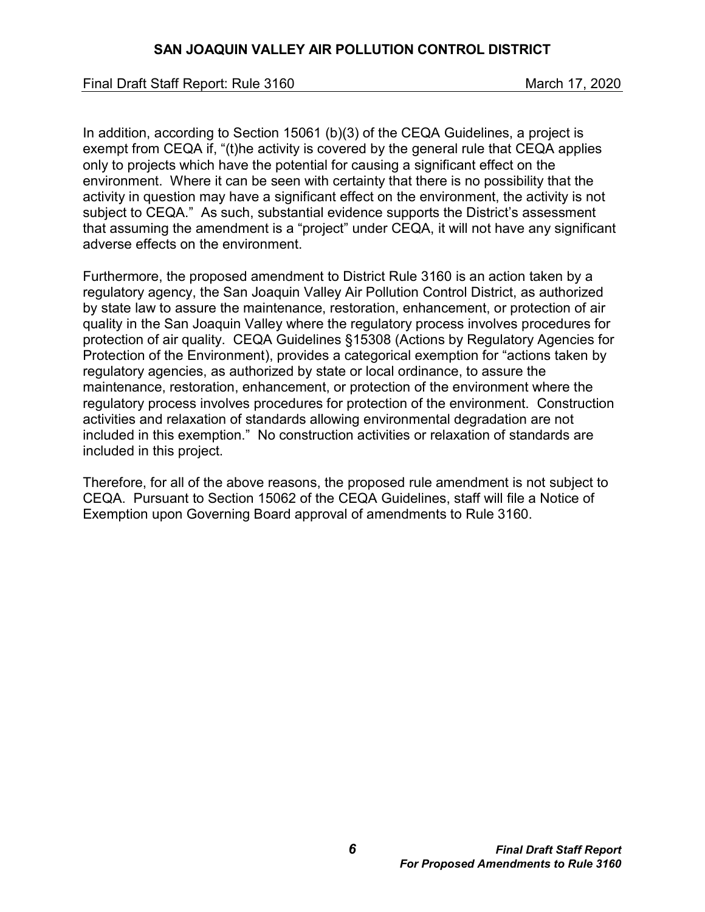In addition, according to Section 15061 (b)(3) of the CEQA Guidelines, a project is exempt from CEQA if, "(t)he activity is covered by the general rule that CEQA applies only to projects which have the potential for causing a significant effect on the environment. Where it can be seen with certainty that there is no possibility that the activity in question may have a significant effect on the environment, the activity is not subject to CEQA." As such, substantial evidence supports the District's assessment that assuming the amendment is a "project" under CEQA, it will not have any significant adverse effects on the environment.

Furthermore, the proposed amendment to District Rule 3160 is an action taken by a regulatory agency, the San Joaquin Valley Air Pollution Control District, as authorized by state law to assure the maintenance, restoration, enhancement, or protection of air quality in the San Joaquin Valley where the regulatory process involves procedures for protection of air quality. CEQA Guidelines §15308 (Actions by Regulatory Agencies for Protection of the Environment), provides a categorical exemption for "actions taken by regulatory agencies, as authorized by state or local ordinance, to assure the maintenance, restoration, enhancement, or protection of the environment where the regulatory process involves procedures for protection of the environment. Construction activities and relaxation of standards allowing environmental degradation are not included in this exemption." No construction activities or relaxation of standards are included in this project.

Therefore, for all of the above reasons, the proposed rule amendment is not subject to CEQA. Pursuant to Section 15062 of the CEQA Guidelines, staff will file a Notice of Exemption upon Governing Board approval of amendments to Rule 3160.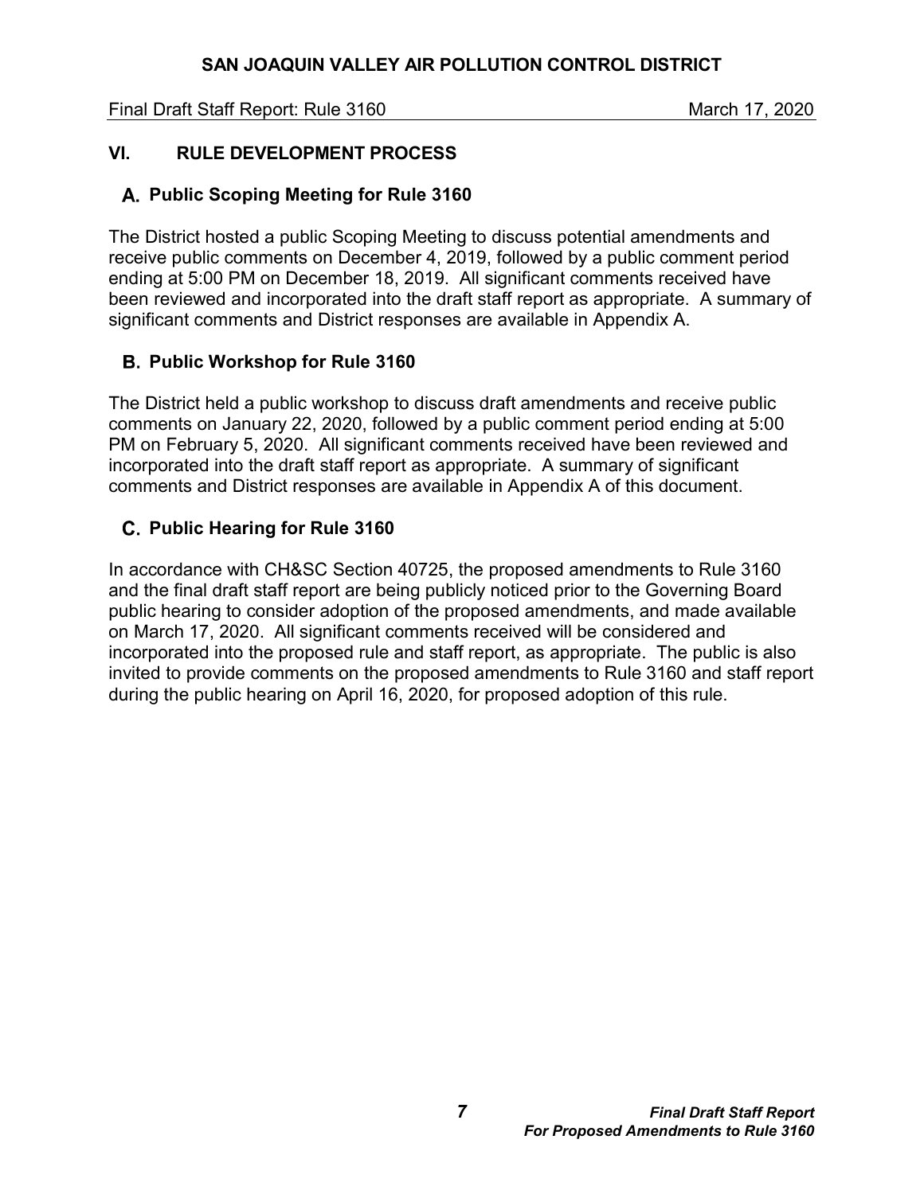## VI. RULE DEVELOPMENT PROCESS

### A. Public Scoping Meeting for Rule 3160

The District hosted a public Scoping Meeting to discuss potential amendments and receive public comments on December 4, 2019, followed by a public comment period ending at 5:00 PM on December 18, 2019. All significant comments received have been reviewed and incorporated into the draft staff report as appropriate. A summary of significant comments and District responses are available in Appendix A.

### B. Public Workshop for Rule 3160

The District held a public workshop to discuss draft amendments and receive public comments on January 22, 2020, followed by a public comment period ending at 5:00 PM on February 5, 2020. All significant comments received have been reviewed and incorporated into the draft staff report as appropriate. A summary of significant comments and District responses are available in Appendix A of this document.

### C. Public Hearing for Rule 3160

In accordance with CH&SC Section 40725, the proposed amendments to Rule 3160 and the final draft staff report are being publicly noticed prior to the Governing Board public hearing to consider adoption of the proposed amendments, and made available on March 17, 2020. All significant comments received will be considered and incorporated into the proposed rule and staff report, as appropriate. The public is also invited to provide comments on the proposed amendments to Rule 3160 and staff report during the public hearing on April 16, 2020, for proposed adoption of this rule.